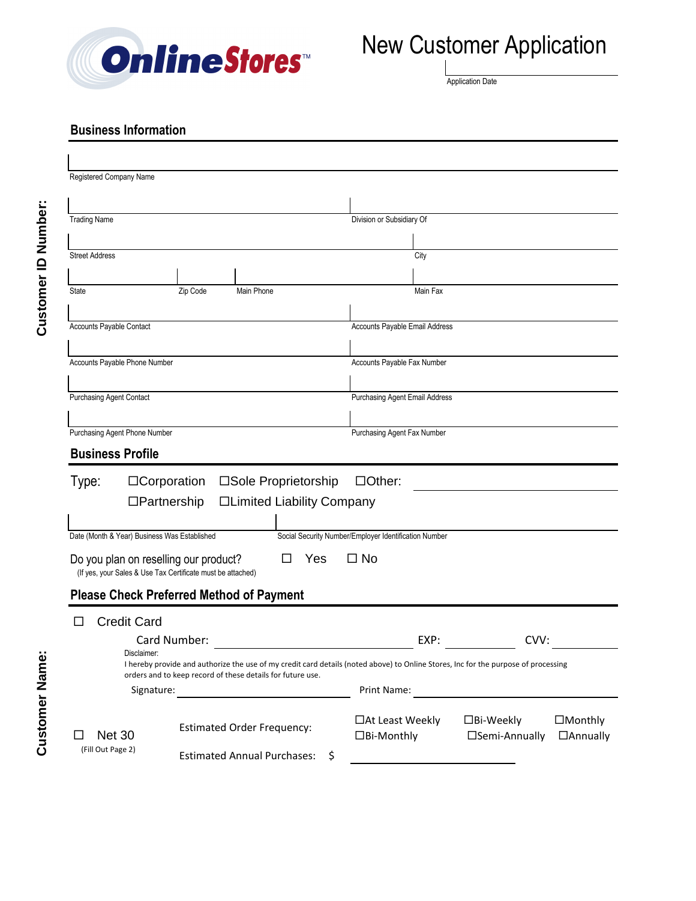OnlineStores™

# New Customer Application

Application Date

Customer ID Number:

Customer Name:

## Business Information

Registered Company Name

Trading Name | Division or Subsidiary Of

Street Address | City

State | Zip Code | Main Phone | Main Fax

Accounts Payable Contact | Accounts Payable Email Address

Accounts Payable Phone Number | Accounts Payable Fax Number

Purchasing Agent Contact | Purchasing Agent Email Address

Purchasing Agent Phone Number | Purchasing Agent Fax Number

## Business Profile

Type: ☐Corporation ☐Sole Proprietorship ☐Other: ______

☐Partnership ☐Limited Liability Company

Date (Month & Year) Business Was Established | Social Security Number/Employer Identification Number

Do you plan on reselling our product? ☐ Yes ☐ No
(If yes, your Sales & Use Tax Certificate must be attached)

## Please Check Preferred Method of Payment

☐ Credit Card

Card Number: ______ EXP: ______ CVV: ______

Disclaimer:
I hereby provide and authorize the use of my credit card details (noted above) to Online Stores, Inc for the purpose of processing orders and to keep record of these details for future use.

Signature: ______ Print Name: ______

☐ Net 30
(Fill Out Page 2)

Estimated Order Frequency: ☐At Least Weekly ☐Bi-Weekly ☐Monthly ☐Bi-Monthly ☐Semi-Annually ☐Annually

Estimated Annual Purchases: $ ______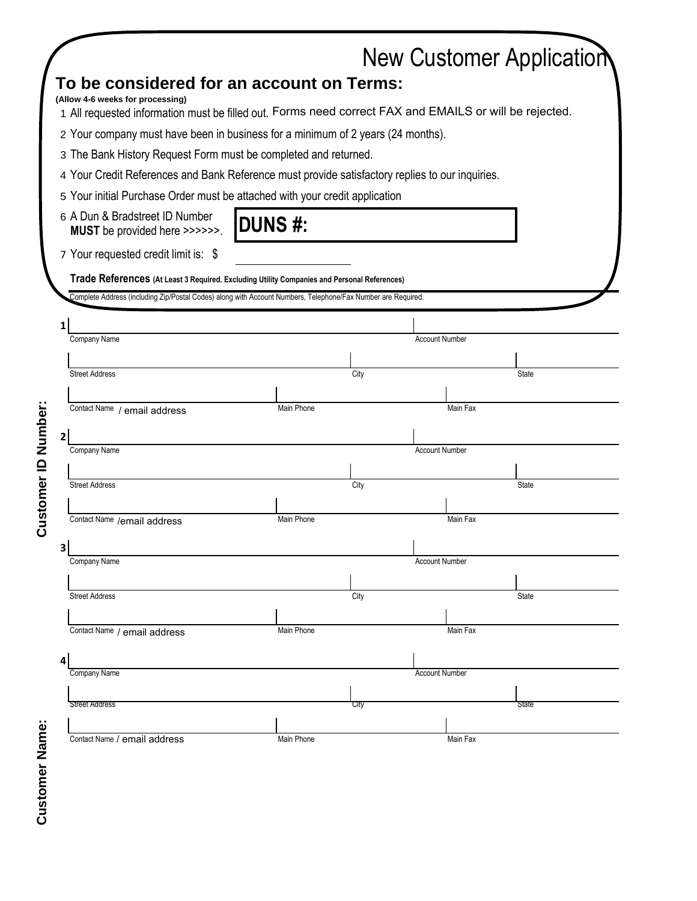# New Customer Application

## To be considered for an account on Terms:

**(Allow 4-6 weeks for processing)**

1. All requested information must be filled out. Forms need correct FAX and EMAILS or will be rejected.
2. Your company must have been in business for a minimum of 2 years (24 months).
3. The Bank History Request Form must be completed and returned.
4. Your Credit References and Bank Reference must provide satisfactory replies to our inquiries.
5. Your initial Purchase Order must be attached with your credit application
6. A Dun & Bradstreet ID Number **MUST** be provided here >>>>>>. **DUNS #:**
7. Your requested credit limit is: $ ____________

**Trade References** **(At Least 3 Required. Excluding Utility Companies and Personal References)**

Complete Address (including Zip/Postal Codes) along with Account Numbers, Telephone/Fax Number are Required.

**1**

| Company Name | | Account Number |
|---|---|---|
| Street Address | City | State |
| Contact Name / email address | Main Phone | Main Fax |

**2**

| Company Name | | Account Number |
|---|---|---|
| Street Address | City | State |
| Contact Name /email address | Main Phone | Main Fax |

**3**

| Company Name | | Account Number |
|---|---|---|
| Street Address | City | State |
| Contact Name / email address | Main Phone | Main Fax |

**4**

| Company Name | | Account Number |
|---|---|---|
| Street Address | City | State |
| Contact Name / email address | Main Phone | Main Fax |

**Customer ID Number:**

**Customer Name:**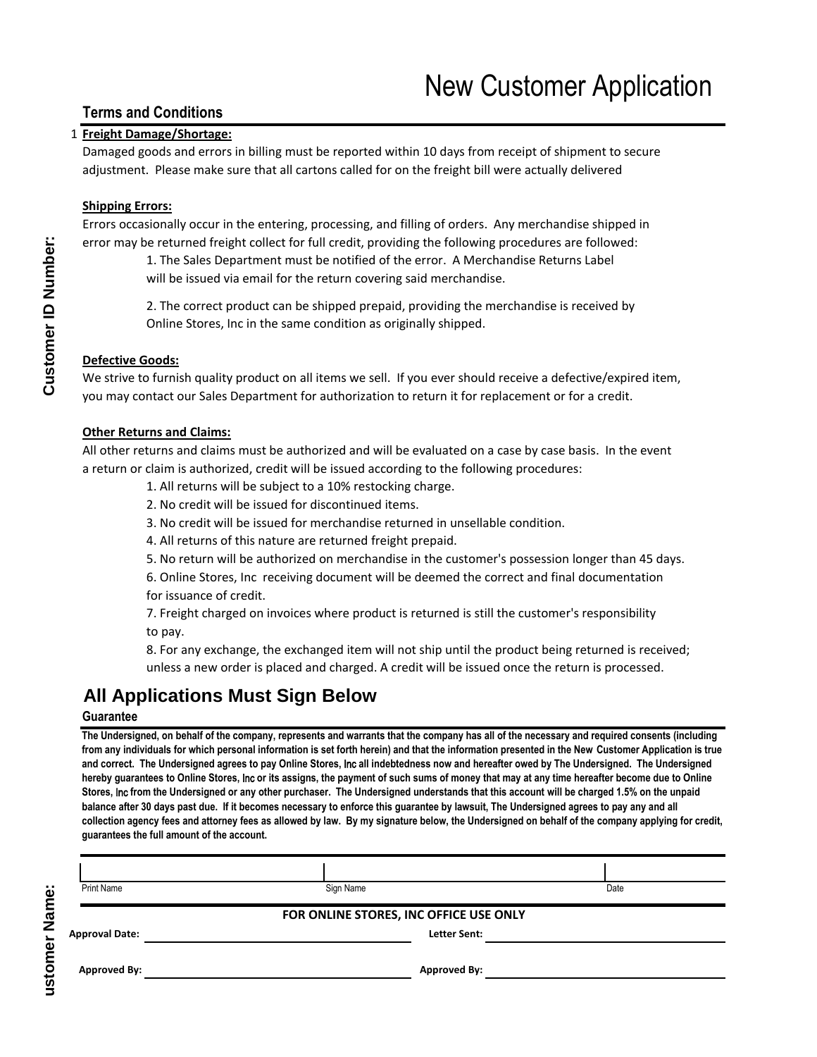# New Customer Application

## Terms and Conditions

1 **Freight Damage/Shortage:**

Damaged goods and errors in billing must be reported within 10 days from receipt of shipment to secure adjustment. Please make sure that all cartons called for on the freight bill were actually delivered

**Shipping Errors:**

Errors occasionally occur in the entering, processing, and filling of orders. Any merchandise shipped in error may be returned freight collect for full credit, providing the following procedures are followed:

1. The Sales Department must be notified of the error. A Merchandise Returns Label will be issued via email for the return covering said merchandise.

2. The correct product can be shipped prepaid, providing the merchandise is received by Online Stores, Inc in the same condition as originally shipped.

**Defective Goods:**

We strive to furnish quality product on all items we sell. If you ever should receive a defective/expired item, you may contact our Sales Department for authorization to return it for replacement or for a credit.

**Other Returns and Claims:**

All other returns and claims must be authorized and will be evaluated on a case by case basis. In the event a return or claim is authorized, credit will be issued according to the following procedures:

1. All returns will be subject to a 10% restocking charge.
2. No credit will be issued for discontinued items.
3. No credit will be issued for merchandise returned in unsellable condition.
4. All returns of this nature are returned freight prepaid.
5. No return will be authorized on merchandise in the customer's possession longer than 45 days.
6. Online Stores, Inc receiving document will be deemed the correct and final documentation for issuance of credit.
7. Freight charged on invoices where product is returned is still the customer's responsibility to pay.
8. For any exchange, the exchanged item will not ship until the product being returned is received; unless a new order is placed and charged. A credit will be issued once the return is processed.

## All Applications Must Sign Below

**Guarantee**

**The Undersigned, on behalf of the company, represents and warrants that the company has all of the necessary and required consents (including from any individuals for which personal information is set forth herein) and that the information presented in the New Customer Application is true and correct. The Undersigned agrees to pay Online Stores, Inc all indebtedness now and hereafter owed by The Undersigned. The Undersigned hereby guarantees to Online Stores, Inc or its assigns, the payment of such sums of money that may at any time hereafter become due to Online Stores, Inc from the Undersigned or any other purchaser. The Undersigned understands that this account will be charged 1.5% on the unpaid balance after 30 days past due. If it becomes necessary to enforce this guarantee by lawsuit, The Undersigned agrees to pay any and all collection agency fees and attorney fees as allowed by law. By my signature below, the Undersigned on behalf of the company applying for credit, guarantees the full amount of the account.**

| | | |
|---|---|---|
| Print Name | Sign Name | Date |

**FOR ONLINE STORES, INC OFFICE USE ONLY**

**Approval Date:** ____________________ **Letter Sent:** ____________________

**Approved By:** ____________________ **Approved By:** ____________________

**Customer ID Number:**

**ustomer Name:**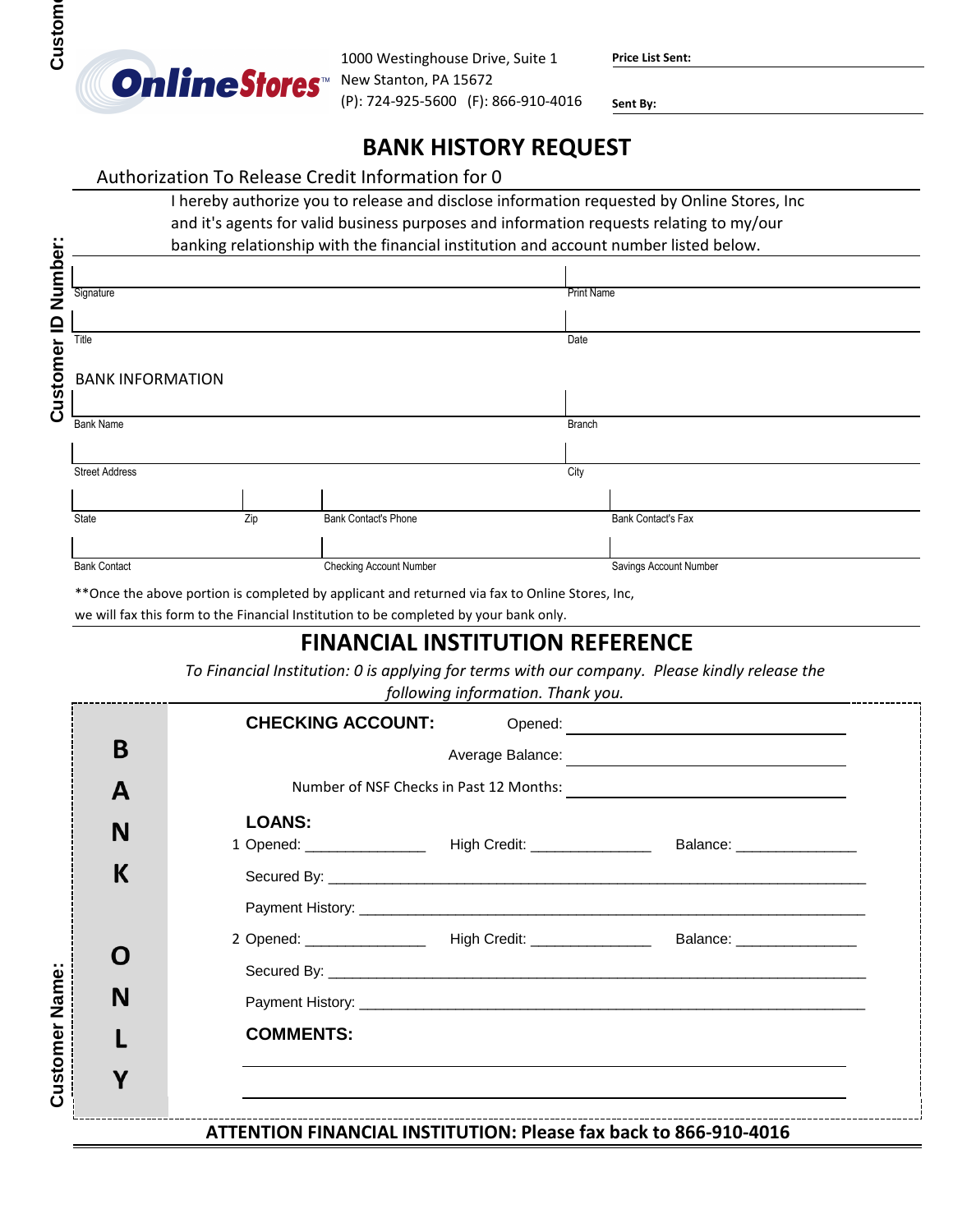Customer ID Number:

OnlineStores™

1000 Westinghouse Drive, Suite 1
New Stanton, PA 15672
(P): 724-925-5600 (F): 866-910-4016

**Price List Sent:**

**Sent By:**

# BANK HISTORY REQUEST

Authorization To Release Credit Information for 0

I hereby authorize you to release and disclose information requested by Online Stores, Inc and it's agents for valid business purposes and information requests relating to my/our banking relationship with the financial institution and account number listed below.

| | |
|---|---|
| Signature | Print Name |
| Title | Date |

BANK INFORMATION

| | | | |
|---|---|---|---|
| Bank Name | | Branch | |
| Street Address | | City | |
| State | Zip | Bank Contact's Phone | Bank Contact's Fax |
| Bank Contact | | Checking Account Number | Savings Account Number |

**Once the above portion is completed by applicant and returned via fax to Online Stores, Inc, we will fax this form to the Financial Institution to be completed by your bank only.

## FINANCIAL INSTITUTION REFERENCE

*To Financial Institution: 0 is applying for terms with our company. Please kindly release the following information. Thank you.*

**BANK ONLY**

**CHECKING ACCOUNT:** Opened: ____________________

Average Balance: ____________________

Number of NSF Checks in Past 12 Months: ____________________

**LOANS:**

1 Opened: _______________ High Credit: _______________ Balance: _______________

Secured By: ____________________________________________________________

Payment History: ________________________________________________________

2 Opened: _______________ High Credit: _______________ Balance: _______________

Secured By: ____________________________________________________________

Payment History: ________________________________________________________

**COMMENTS:**

____________________________________________________________

____________________________________________________________

Customer Name:

**ATTENTION FINANCIAL INSTITUTION: Please fax back to 866-910-4016**